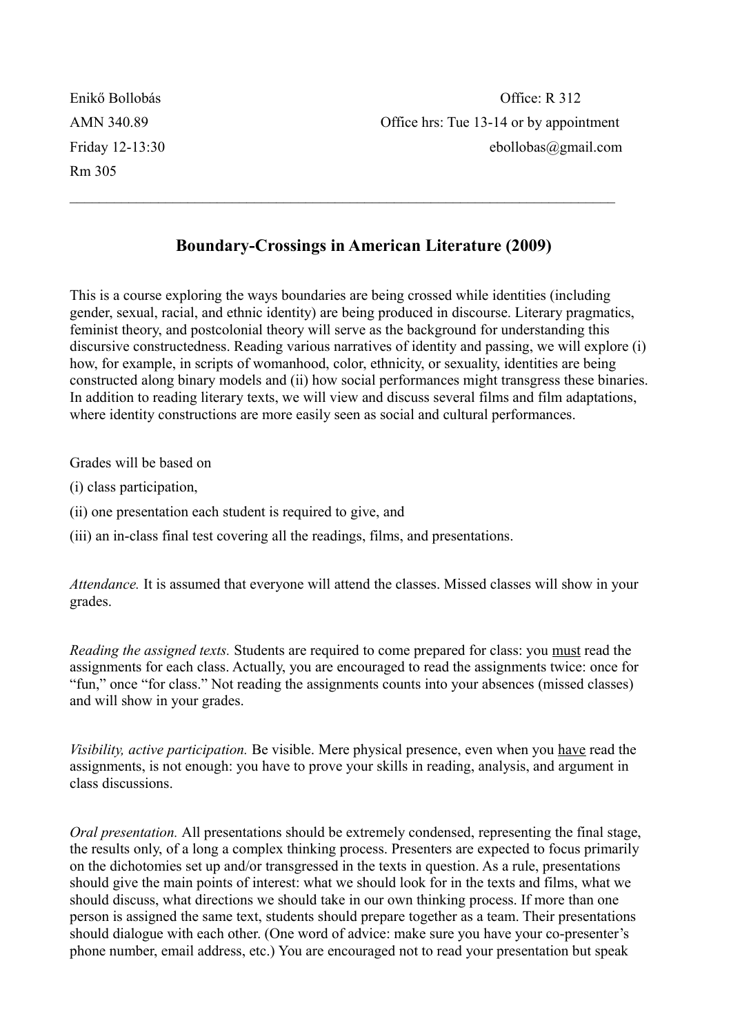Enikő Bollobás
AMN 340.89
Friday 12-13:30
Rm 305

Office: R 312
Office hrs: Tue 13-14 or by appointment
ebollobas@gmail.com

---

## Boundary-Crossings in American Literature (2009)

This is a course exploring the ways boundaries are being crossed while identities (including gender, sexual, racial, and ethnic identity) are being produced in discourse. Literary pragmatics, feminist theory, and postcolonial theory will serve as the background for understanding this discursive constructedness. Reading various narratives of identity and passing, we will explore (i) how, for example, in scripts of womanhood, color, ethnicity, or sexuality, identities are being constructed along binary models and (ii) how social performances might transgress these binaries. In addition to reading literary texts, we will view and discuss several films and film adaptations, where identity constructions are more easily seen as social and cultural performances.

Grades will be based on

(i) class participation,

(ii) one presentation each student is required to give, and

(iii) an in-class final test covering all the readings, films, and presentations.

*Attendance.* It is assumed that everyone will attend the classes. Missed classes will show in your grades.

*Reading the assigned texts.* Students are required to come prepared for class: you <u>must</u> read the assignments for each class. Actually, you are encouraged to read the assignments twice: once for "fun," once "for class." Not reading the assignments counts into your absences (missed classes) and will show in your grades.

*Visibility, active participation.* Be visible. Mere physical presence, even when you <u>have</u> read the assignments, is not enough: you have to prove your skills in reading, analysis, and argument in class discussions.

*Oral presentation.* All presentations should be extremely condensed, representing the final stage, the results only, of a long a complex thinking process. Presenters are expected to focus primarily on the dichotomies set up and/or transgressed in the texts in question. As a rule, presentations should give the main points of interest: what we should look for in the texts and films, what we should discuss, what directions we should take in our own thinking process. If more than one person is assigned the same text, students should prepare together as a team. Their presentations should dialogue with each other. (One word of advice: make sure you have your co-presenter's phone number, email address, etc.) You are encouraged not to read your presentation but speak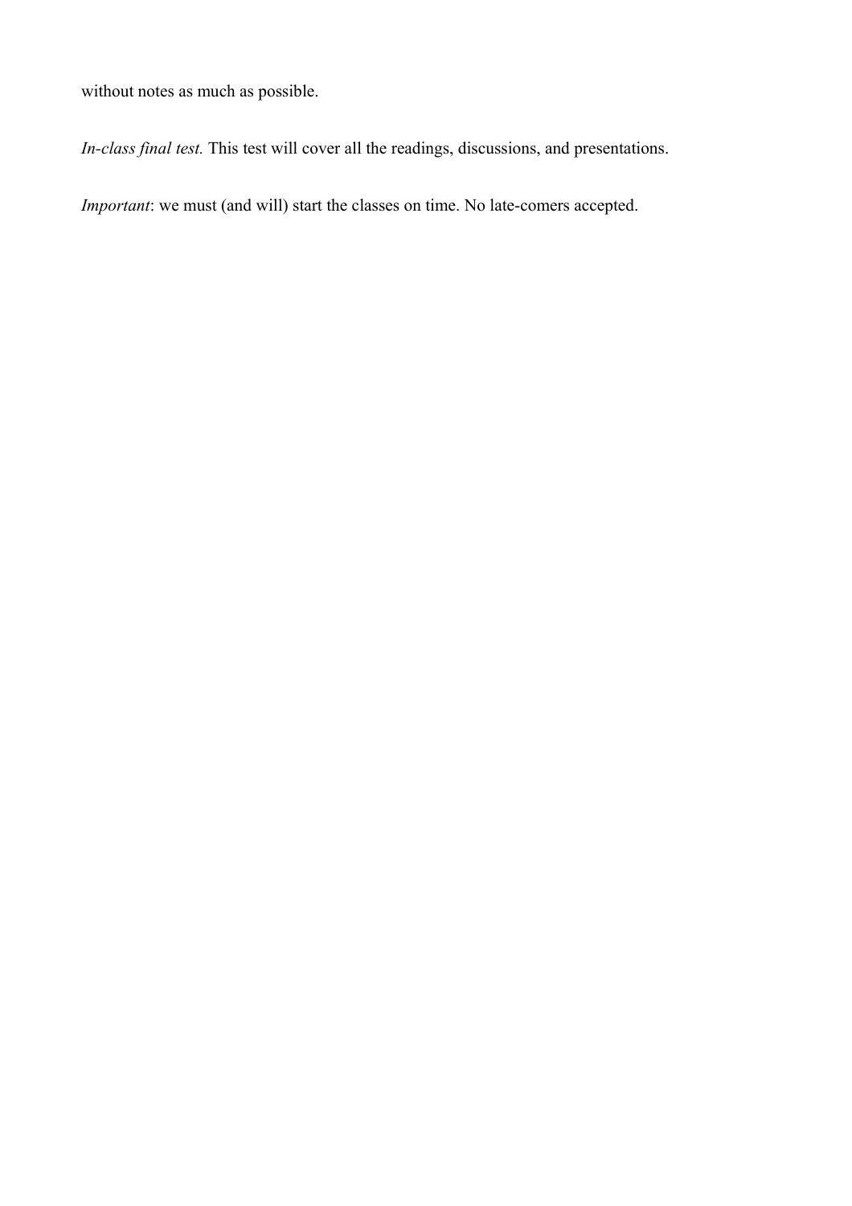without notes as much as possible.

*In-class final test.* This test will cover all the readings, discussions, and presentations.

*Important*: we must (and will) start the classes on time. No late-comers accepted.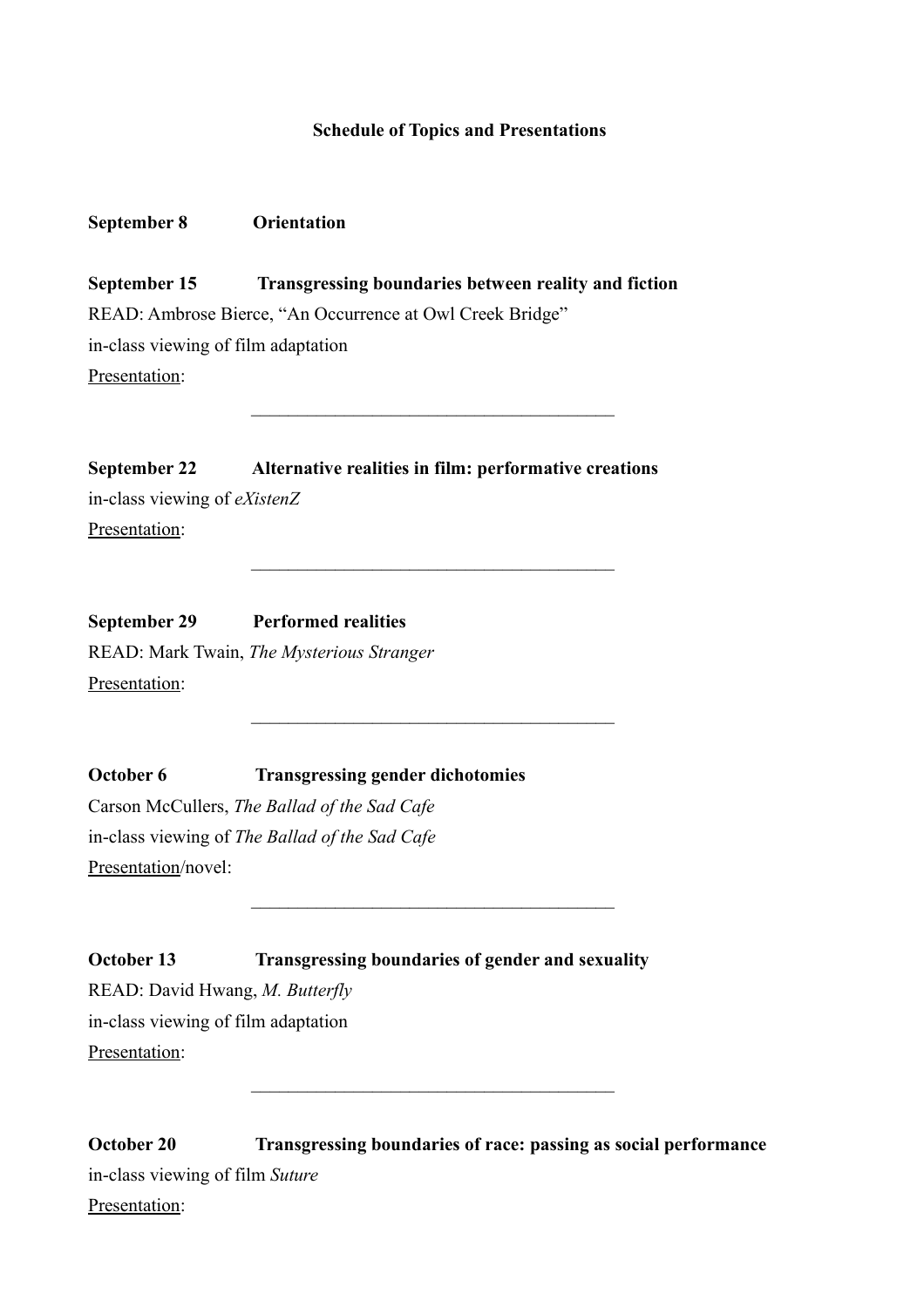**Schedule of Topics and Presentations**

**September 8** **Orientation**

**September 15** **Transgressing boundaries between reality and fiction**

READ: Ambrose Bierce, "An Occurrence at Owl Creek Bridge"

in-class viewing of film adaptation

Presentation:

______________________________________

**September 22** **Alternative realities in film: performative creations**

in-class viewing of *eXistenZ*

Presentation:

______________________________________

**September 29** **Performed realities**

READ: Mark Twain, *The Mysterious Stranger*

Presentation:

______________________________________

**October 6** **Transgressing gender dichotomies**

Carson McCullers, *The Ballad of the Sad Cafe*

in-class viewing of *The Ballad of the Sad Cafe*

Presentation/novel:

______________________________________

**October 13** **Transgressing boundaries of gender and sexuality**

READ: David Hwang, *M. Butterfly*

in-class viewing of film adaptation

Presentation:

______________________________________

**October 20** **Transgressing boundaries of race: passing as social performance**

in-class viewing of film *Suture*

Presentation: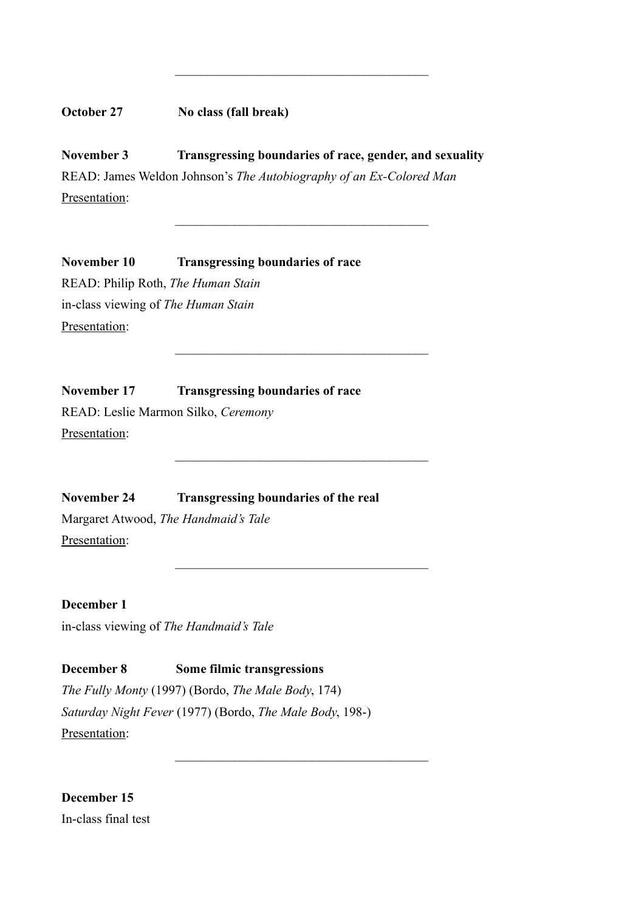---

**October 27** **No class (fall break)**

**November 3** **Transgressing boundaries of race, gender, and sexuality**
READ: James Weldon Johnson's *The Autobiography of an Ex-Colored Man*
<u>Presentation</u>:

---

**November 10** **Transgressing boundaries of race**
READ: Philip Roth, *The Human Stain*
in-class viewing of *The Human Stain*
<u>Presentation</u>:

---

**November 17** **Transgressing boundaries of race**
READ: Leslie Marmon Silko, *Ceremony*
<u>Presentation</u>:

---

**November 24** **Transgressing boundaries of the real**
Margaret Atwood, *The Handmaid's Tale*
<u>Presentation</u>:

---

**December 1**
in-class viewing of *The Handmaid's Tale*

**December 8** **Some filmic transgressions**
*The Fully Monty* (1997) (Bordo, *The Male Body*, 174)
*Saturday Night Fever* (1977) (Bordo, *The Male Body*, 198-)
<u>Presentation</u>:

---

**December 15**
In-class final test